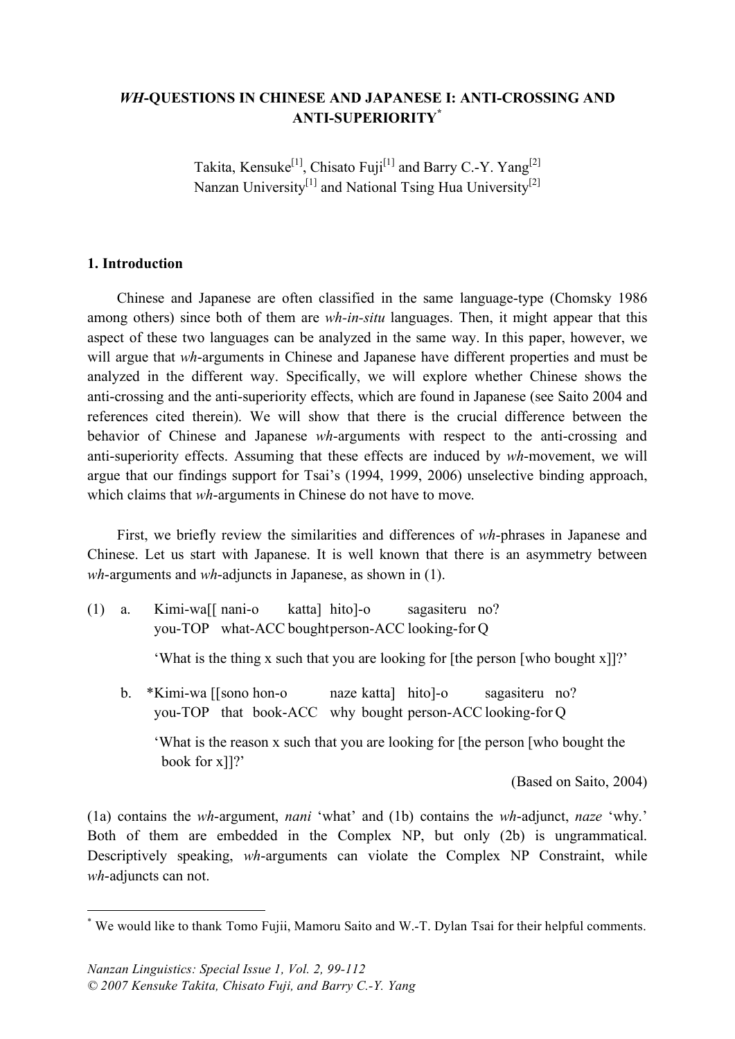# *WH*-QUESTIONS IN CHINESE AND JAPANESE I: ANTI-CROSSING AND ANTI-SUPERIORITY*

Takita, Kensuke[1], Chisato Fuji[1] and Barry C.-Y. Yang[2]
Nanzan University[1] and National Tsing Hua University[2]

## 1. Introduction

Chinese and Japanese are often classified in the same language-type (Chomsky 1986 among others) since both of them are *wh-in-situ* languages. Then, it might appear that this aspect of these two languages can be analyzed in the same way. In this paper, however, we will argue that *wh*-arguments in Chinese and Japanese have different properties and must be analyzed in the different way. Specifically, we will explore whether Chinese shows the anti-crossing and the anti-superiority effects, which are found in Japanese (see Saito 2004 and references cited therein). We will show that there is the crucial difference between the behavior of Chinese and Japanese *wh*-arguments with respect to the anti-crossing and anti-superiority effects. Assuming that these effects are induced by *wh*-movement, we will argue that our findings support for Tsai's (1994, 1999, 2006) unselective binding approach, which claims that *wh*-arguments in Chinese do not have to move.

First, we briefly review the similarities and differences of *wh*-phrases in Japanese and Chinese. Let us start with Japanese. It is well known that there is an asymmetry between *wh*-arguments and *wh*-adjuncts in Japanese, as shown in (1).

(1) a. Kimi-wa[[ nani-o katta] hito]-o sagasiteru no?
you-TOP what-ACC bought person-ACC looking-for Q

'What is the thing x such that you are looking for [the person [who bought x]]?'

b. \*Kimi-wa [[sono hon-o naze katta] hito]-o sagasiteru no?
you-TOP that book-ACC why bought person-ACC looking-for Q

'What is the reason x such that you are looking for [the person [who bought the book for x]]?'

(Based on Saito, 2004)

(1a) contains the *wh*-argument, *nani* 'what' and (1b) contains the *wh*-adjunct, *naze* 'why.' Both of them are embedded in the Complex NP, but only (2b) is ungrammatical. Descriptively speaking, *wh*-arguments can violate the Complex NP Constraint, while *wh*-adjuncts can not.

---

\* We would like to thank Tomo Fujii, Mamoru Saito and W.-T. Dylan Tsai for their helpful comments.

*Nanzan Linguistics: Special Issue 1, Vol. 2, 99-112*
*© 2007 Kensuke Takita, Chisato Fuji, and Barry C.-Y. Yang*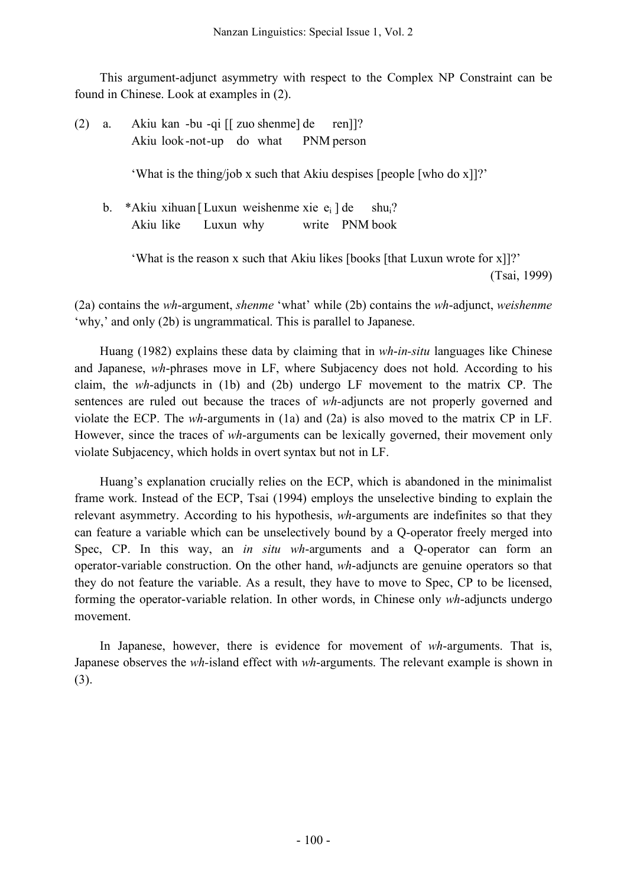This argument-adjunct asymmetry with respect to the Complex NP Constraint can be found in Chinese. Look at examples in (2).

(2) a. Akiu kan -bu -qi [[ zuo shenme] de ren]]?
Akiu look-not-up do what PNM person

'What is the thing/job x such that Akiu despises [people [who do x]]?'

b. *Akiu xihuan [ Luxun weishenme xie $e_i$ ] de $shu_i$?
Akiu like Luxun why write PNM book

'What is the reason x such that Akiu likes [books [that Luxun wrote for x]]?'
(Tsai, 1999)

(2a) contains the *wh*-argument, *shenme* 'what' while (2b) contains the *wh*-adjunct, *weishenme* 'why,' and only (2b) is ungrammatical. This is parallel to Japanese.

Huang (1982) explains these data by claiming that in *wh-in-situ* languages like Chinese and Japanese, *wh*-phrases move in LF, where Subjacency does not hold. According to his claim, the *wh*-adjuncts in (1b) and (2b) undergo LF movement to the matrix CP. The sentences are ruled out because the traces of *wh*-adjuncts are not properly governed and violate the ECP. The *wh*-arguments in (1a) and (2a) is also moved to the matrix CP in LF. However, since the traces of *wh*-arguments can be lexically governed, their movement only violate Subjacency, which holds in overt syntax but not in LF.

Huang's explanation crucially relies on the ECP, which is abandoned in the minimalist frame work. Instead of the ECP, Tsai (1994) employs the unselective binding to explain the relevant asymmetry. According to his hypothesis, *wh*-arguments are indefinites so that they can feature a variable which can be unselectively bound by a Q-operator freely merged into Spec, CP. In this way, an *in situ wh*-arguments and a Q-operator can form an operator-variable construction. On the other hand, *wh*-adjuncts are genuine operators so that they do not feature the variable. As a result, they have to move to Spec, CP to be licensed, forming the operator-variable relation. In other words, in Chinese only *wh*-adjuncts undergo movement.

In Japanese, however, there is evidence for movement of *wh*-arguments. That is, Japanese observes the *wh*-island effect with *wh*-arguments. The relevant example is shown in (3).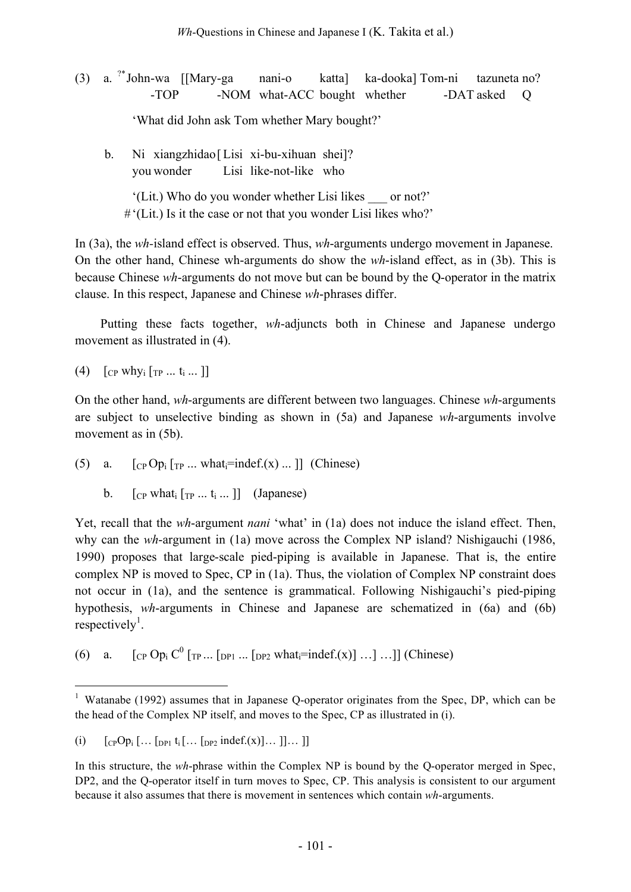(3) a. $^{?*}$John-wa [[Mary-ga nani-o katta] ka-dooka] Tom-ni tazuneta no?
　　　-TOP　　-NOM what-ACC bought whether　-DAT asked　Q

　　'What did John ask Tom whether Mary bought?'

　b. Ni xiangzhidao [Lisi xi-bu-xihuan shei]?
　　you wonder　　Lisi like-not-like who

　　'(Lit.) Who do you wonder whether Lisi likes ___ or not?'
　　#'(Lit.) Is it the case or not that you wonder Lisi likes who?'

In (3a), the *wh*-island effect is observed. Thus, *wh*-arguments undergo movement in Japanese. On the other hand, Chinese wh-arguments do show the *wh*-island effect, as in (3b). This is because Chinese *wh*-arguments do not move but can be bound by the Q-operator in the matrix clause. In this respect, Japanese and Chinese *wh*-phrases differ.

Putting these facts together, *wh*-adjuncts both in Chinese and Japanese undergo movement as illustrated in (4).

(4) $[_{CP}$ why$_i$ $[_{TP}$ ... $t_i$ ... ]]

On the other hand, *wh*-arguments are different between two languages. Chinese *wh*-arguments are subject to unselective binding as shown in (5a) and Japanese *wh*-arguments involve movement as in (5b).

(5) a. $[_{CP}$ Op$_i$ $[_{TP}$ ... what$_i$=indef.(x) ... ]] (Chinese)

　b. $[_{CP}$ what$_i$ $[_{TP}$ ... $t_i$ ... ]] (Japanese)

Yet, recall that the *wh*-argument *nani* 'what' in (1a) does not induce the island effect. Then, why can the *wh*-argument in (1a) move across the Complex NP island? Nishigauchi (1986, 1990) proposes that large-scale pied-piping is available in Japanese. That is, the entire complex NP is moved to Spec, CP in (1a). Thus, the violation of Complex NP constraint does not occur in (1a), and the sentence is grammatical. Following Nishigauchi's pied-piping hypothesis, *wh*-arguments in Chinese and Japanese are schematized in (6a) and (6b) respectively[1].

(6) a. $[_{CP}$ Op$_i$ $C^0$ $[_{TP}$ ... $[_{DP1}$ ... $[_{DP2}$ what$_i$=indef.(x)] …] …]] (Chinese)

---

[1] Watanabe (1992) assumes that in Japanese Q-operator originates from the Spec, DP, which can be the head of the Complex NP itself, and moves to the Spec, CP as illustrated in (i).

(i) $[_{CP}$Op$_i$ [… $[_{DP1}$ $t_i$ [… $[_{DP2}$ indef.(x)]… ]]… ]]

In this structure, the *wh*-phrase within the Complex NP is bound by the Q-operator merged in Spec, DP2, and the Q-operator itself in turn moves to Spec, CP. This analysis is consistent to our argument because it also assumes that there is movement in sentences which contain *wh*-arguments.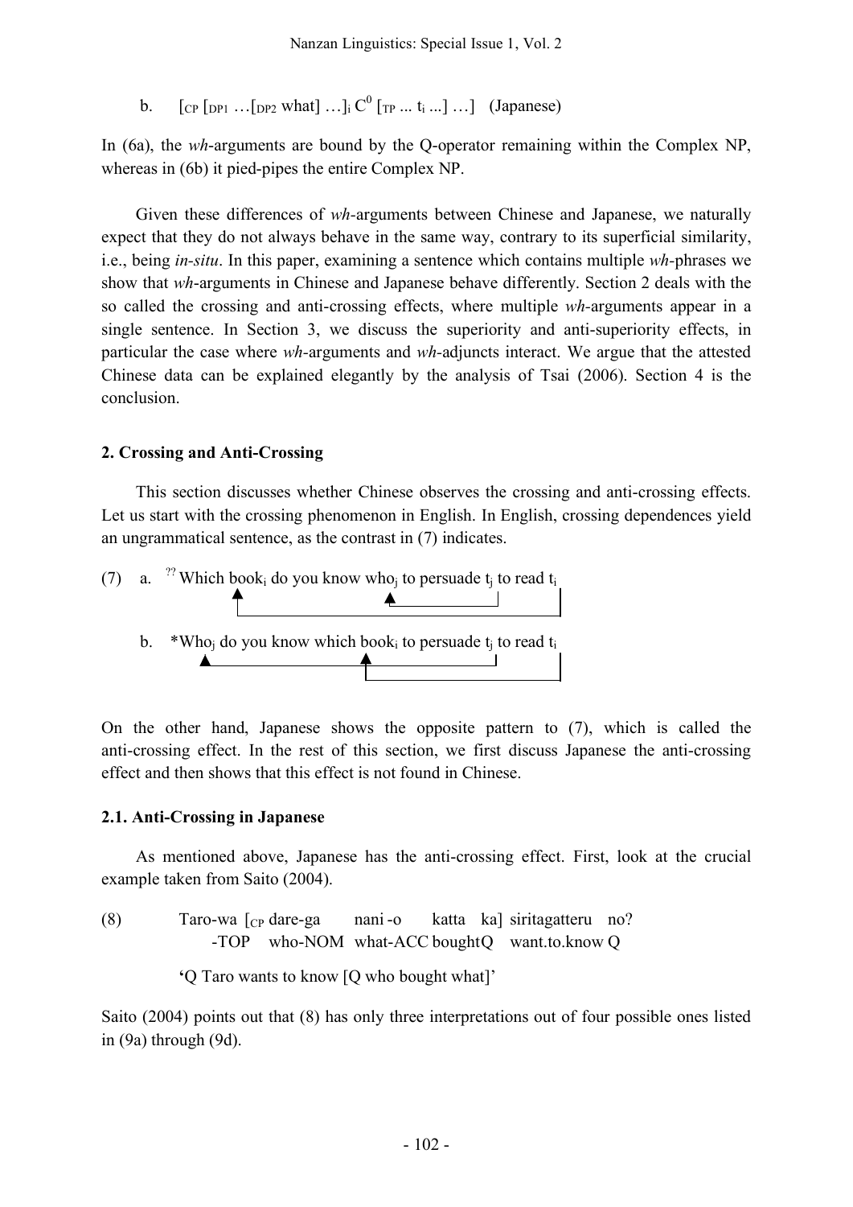b. [$_{CP}$ [$_{DP1}$ …[$_{DP2}$ what] …]$_i$ C$^0$ [$_{TP}$ ... t$_i$ ...] …] (Japanese)

In (6a), the *wh*-arguments are bound by the Q-operator remaining within the Complex NP, whereas in (6b) it pied-pipes the entire Complex NP.

Given these differences of *wh*-arguments between Chinese and Japanese, we naturally expect that they do not always behave in the same way, contrary to its superficial similarity, i.e., being *in-situ*. In this paper, examining a sentence which contains multiple *wh*-phrases we show that *wh*-arguments in Chinese and Japanese behave differently. Section 2 deals with the so called the crossing and anti-crossing effects, where multiple *wh*-arguments appear in a single sentence. In Section 3, we discuss the superiority and anti-superiority effects, in particular the case where *wh*-arguments and *wh*-adjuncts interact. We argue that the attested Chinese data can be explained elegantly by the analysis of Tsai (2006). Section 4 is the conclusion.

## 2. Crossing and Anti-Crossing

This section discusses whether Chinese observes the crossing and anti-crossing effects. Let us start with the crossing phenomenon in English. In English, crossing dependences yield an ungrammatical sentence, as the contrast in (7) indicates.

(7) a. ?? Which book$_i$ do you know who$_j$ to persuade t$_j$ to read t$_i$

b. *Who$_j$ do you know which book$_i$ to persuade t$_j$ to read t$_i$

On the other hand, Japanese shows the opposite pattern to (7), which is called the anti-crossing effect. In the rest of this section, we first discuss Japanese the anti-crossing effect and then shows that this effect is not found in Chinese.

### 2.1. Anti-Crossing in Japanese

As mentioned above, Japanese has the anti-crossing effect. First, look at the crucial example taken from Saito (2004).

(8) Taro-wa [$_{CP}$ dare-ga nani-o katta ka] siritagatteru no?
-TOP who-NOM what-ACC bought Q want.to.know Q

'Q Taro wants to know [Q who bought what]'

Saito (2004) points out that (8) has only three interpretations out of four possible ones listed in (9a) through (9d).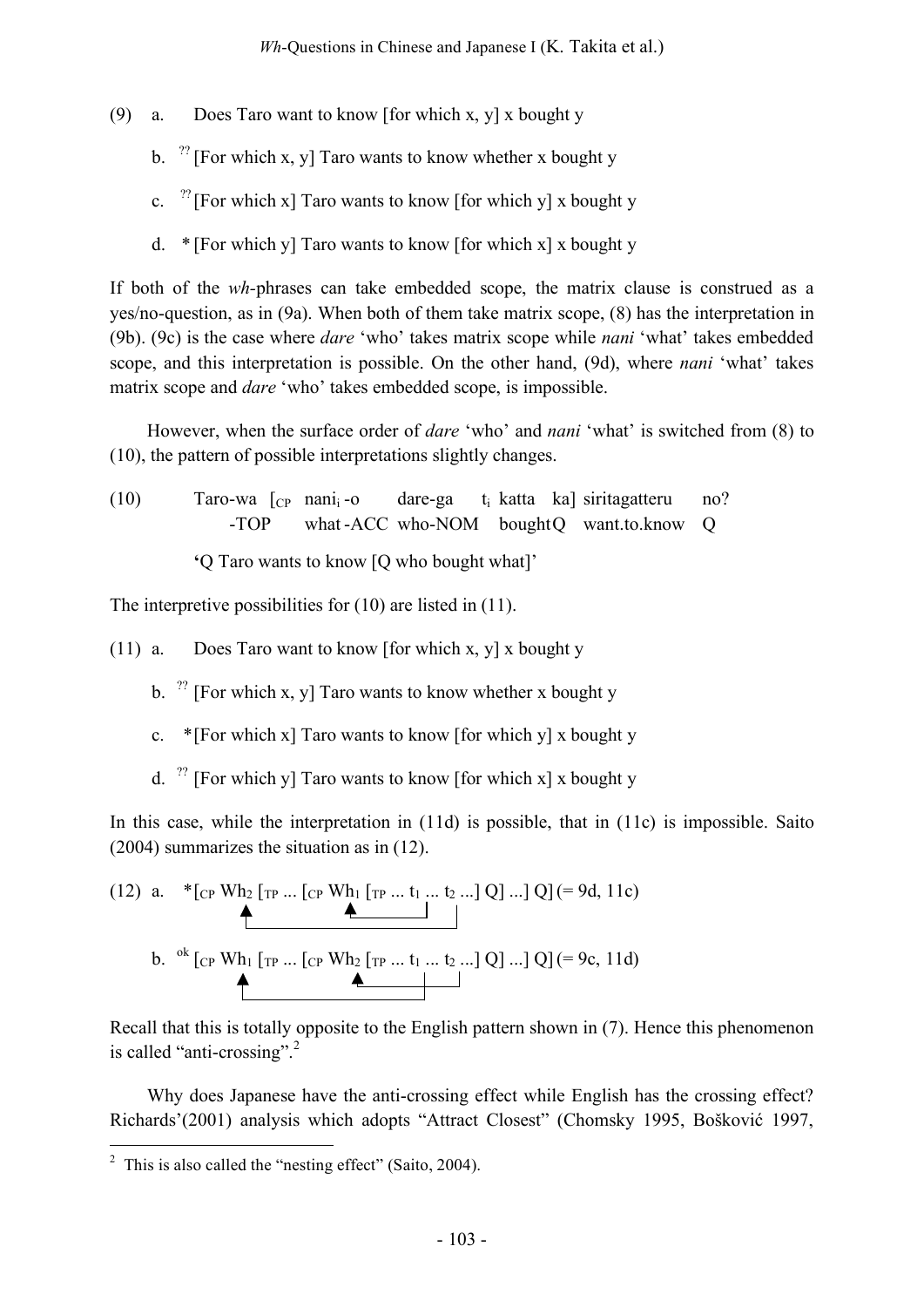(9) a. Does Taro want to know [for which x, y] x bought y

b. $^{??}$ [For which x, y] Taro wants to know whether x bought y

c. $^{??}$ [For which x] Taro wants to know [for which y] x bought y

d. * [For which y] Taro wants to know [for which x] x bought y

If both of the *wh*-phrases can take embedded scope, the matrix clause is construed as a yes/no-question, as in (9a). When both of them take matrix scope, (8) has the interpretation in (9b). (9c) is the case where *dare* 'who' takes matrix scope while *nani* 'what' takes embedded scope, and this interpretation is possible. On the other hand, (9d), where *nani* 'what' takes matrix scope and *dare* 'who' takes embedded scope, is impossible.

However, when the surface order of *dare* 'who' and *nani* 'what' is switched from (8) to (10), the pattern of possible interpretations slightly changes.

(10) Taro-wa [$_{CP}$ nani$_i$-o dare-ga $t_i$ katta ka] siritagatteru no?
-TOP what-ACC who-NOM bought Q want.to.know Q

'Q Taro wants to know [Q who bought what]'

The interpretive possibilities for (10) are listed in (11).

(11) a. Does Taro want to know [for which x, y] x bought y

b. $^{??}$ [For which x, y] Taro wants to know whether x bought y

c. *[For which x] Taro wants to know [for which y] x bought y

d. $^{??}$ [For which y] Taro wants to know [for which x] x bought y

In this case, while the interpretation in (11d) is possible, that in (11c) is impossible. Saito (2004) summarizes the situation as in (12).

(12) a. *[$_{CP}$ Wh$_2$ [$_{TP}$ ... [$_{CP}$ Wh$_1$ [$_{TP}$ ... $t_1$ ... $t_2$ ...] Q] ...] Q] (= 9d, 11c)

b. $^{ok}$ [$_{CP}$ Wh$_1$ [$_{TP}$ ... [$_{CP}$ Wh$_2$ [$_{TP}$ ... $t_1$ ... $t_2$ ...] Q] ...] Q] (= 9c, 11d)

Recall that this is totally opposite to the English pattern shown in (7). Hence this phenomenon is called "anti-crossing".[2]

Why does Japanese have the anti-crossing effect while English has the crossing effect? Richards'(2001) analysis which adopts "Attract Closest" (Chomsky 1995, Bošković 1997,

[2] This is also called the "nesting effect" (Saito, 2004).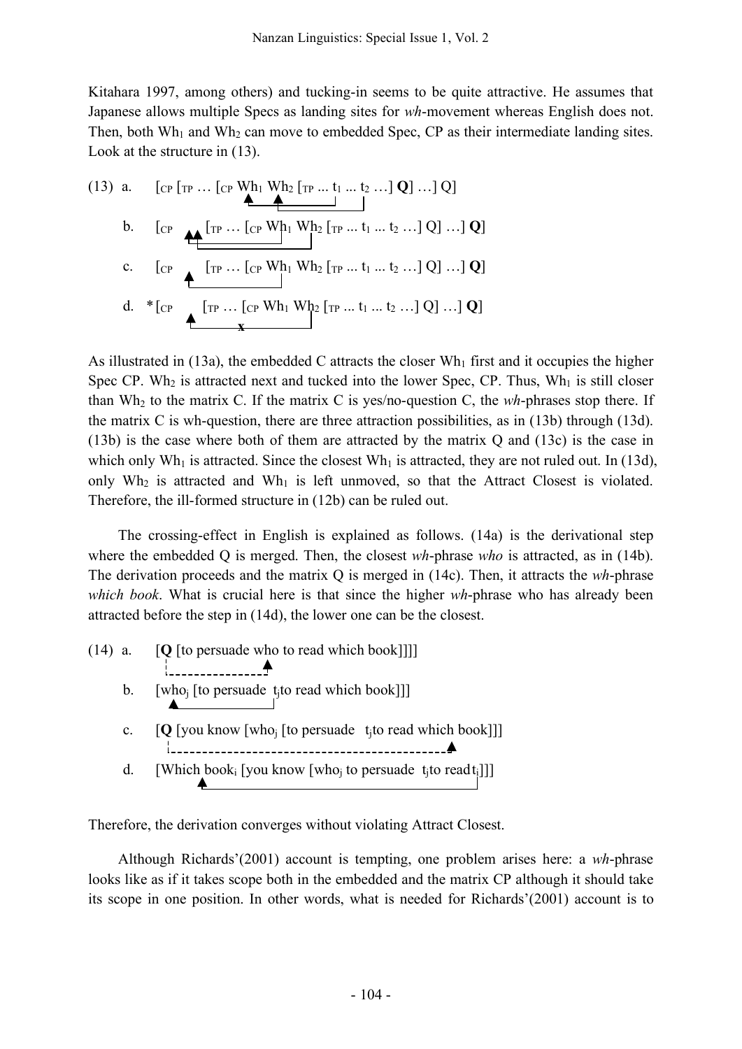Kitahara 1997, among others) and tucking-in seems to be quite attractive. He assumes that Japanese allows multiple Specs as landing sites for *wh*-movement whereas English does not. Then, both $Wh_1$ and $Wh_2$ can move to embedded Spec, CP as their intermediate landing sites. Look at the structure in (13).

(13) a. [CP [TP … [CP $Wh_1$ $Wh_2$ [TP ... $t_1$ ... $t_2$ …] **Q**] …] Q]

b. [CP [TP … [CP $Wh_1$ $Wh_2$ [TP ... $t_1$ ... $t_2$ …] Q] …] **Q**]

c. [CP [TP … [CP $Wh_1$ $Wh_2$ [TP ... $t_1$ ... $t_2$ …] Q] …] **Q**]

d. * [CP [TP … [CP $Wh_1$ $Wh_2$ [TP ... $t_1$ ... $t_2$ …] Q] …] **Q**]

As illustrated in (13a), the embedded C attracts the closer $Wh_1$ first and it occupies the higher Spec CP. $Wh_2$ is attracted next and tucked into the lower Spec, CP. Thus, $Wh_1$ is still closer than $Wh_2$ to the matrix C. If the matrix C is yes/no-question C, the *wh*-phrases stop there. If the matrix C is wh-question, there are three attraction possibilities, as in (13b) through (13d). (13b) is the case where both of them are attracted by the matrix Q and (13c) is the case in which only $Wh_1$ is attracted. Since the closest $Wh_1$ is attracted, they are not ruled out. In (13d), only $Wh_2$ is attracted and $Wh_1$ is left unmoved, so that the Attract Closest is violated. Therefore, the ill-formed structure in (12b) can be ruled out.

The crossing-effect in English is explained as follows. (14a) is the derivational step where the embedded Q is merged. Then, the closest *wh*-phrase *who* is attracted, as in (14b). The derivation proceeds and the matrix Q is merged in (14c). Then, it attracts the *wh*-phrase *which book*. What is crucial here is that since the higher *wh*-phrase who has already been attracted before the step in (14d), the lower one can be the closest.

(14) a. [**Q** [to persuade who to read which book]]]]

b. [$who_j$ [to persuade $t_j$ to read which book]]]

c. [**Q** [you know [$who_j$ [to persuade $t_j$ to read which book]]]

d. [Which $book_i$ [you know [$who_j$ to persuade $t_j$ to read $t_i$]]]

Therefore, the derivation converges without violating Attract Closest.

Although Richards'(2001) account is tempting, one problem arises here: a *wh*-phrase looks like as if it takes scope both in the embedded and the matrix CP although it should take its scope in one position. In other words, what is needed for Richards'(2001) account is to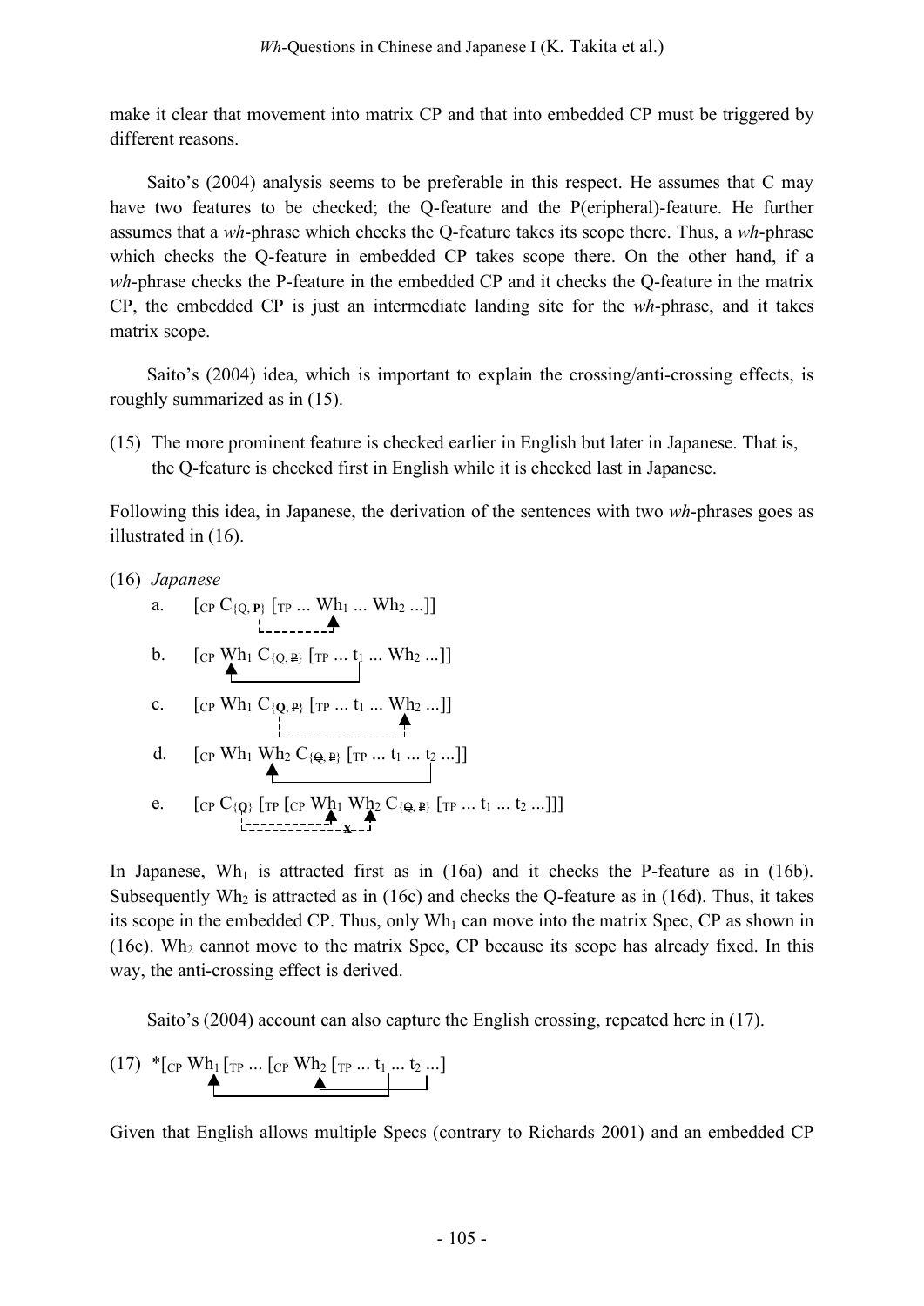make it clear that movement into matrix CP and that into embedded CP must be triggered by different reasons.

Saito's (2004) analysis seems to be preferable in this respect. He assumes that C may have two features to be checked; the Q-feature and the P(eripheral)-feature. He further assumes that a *wh*-phrase which checks the Q-feature takes its scope there. Thus, a *wh*-phrase which checks the Q-feature in embedded CP takes scope there. On the other hand, if a *wh*-phrase checks the P-feature in the embedded CP and it checks the Q-feature in the matrix CP, the embedded CP is just an intermediate landing site for the *wh*-phrase, and it takes matrix scope.

Saito's (2004) idea, which is important to explain the crossing/anti-crossing effects, is roughly summarized as in (15).

(15) The more prominent feature is checked earlier in English but later in Japanese. That is, the Q-feature is checked first in English while it is checked last in Japanese.

Following this idea, in Japanese, the derivation of the sentences with two *wh*-phrases goes as illustrated in (16).

(16) *Japanese*

a. $[_{CP}\ C_{\{Q,\ \mathbf{P}\}}\ [_{TP} \ldots Wh_1 \ldots Wh_2 \ldots]]$

b. $[_{CP}\ Wh_1\ C_{\{Q,\ \not{P}\}}\ [_{TP} \ldots t_1 \ldots Wh_2 \ldots]]$

c. $[_{CP}\ Wh_1\ C_{\{\mathbf{Q},\ \not{P}\}}\ [_{TP} \ldots t_1 \ldots Wh_2 \ldots]]$

d. $[_{CP}\ Wh_1\ Wh_2\ C_{\{\not{Q},\ \not{P}\}}\ [_{TP} \ldots t_1 \ldots t_2 \ldots]]$

e. $[_{CP}\ C_{\{\mathbf{Q}\}}\ [_{TP}\ [_{CP}\ Wh_1\ Wh_2\ C_{\{\not{Q},\ \not{P}\}}\ [_{TP} \ldots t_1 \ldots t_2 \ldots]]]$ (movement of $Wh_2$ marked x)

In Japanese, $Wh_1$ is attracted first as in (16a) and it checks the P-feature as in (16b). Subsequently $Wh_2$ is attracted as in (16c) and checks the Q-feature as in (16d). Thus, it takes its scope in the embedded CP. Thus, only $Wh_1$ can move into the matrix Spec, CP as shown in (16e). $Wh_2$ cannot move to the matrix Spec, CP because its scope has already fixed. In this way, the anti-crossing effect is derived.

Saito's (2004) account can also capture the English crossing, repeated here in (17).

(17) $*[_{CP}\ Wh_1\ [_{TP} \ldots [_{CP}\ Wh_2\ [_{TP} \ldots t_1 \ldots t_2 \ldots]$

Given that English allows multiple Specs (contrary to Richards 2001) and an embedded CP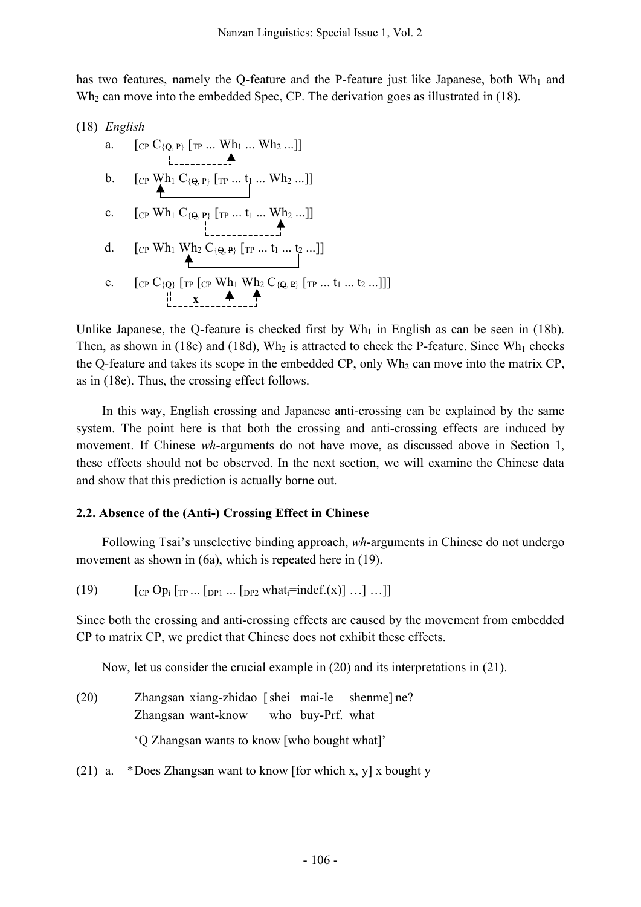has two features, namely the Q-feature and the P-feature just like Japanese, both $Wh_1$ and $Wh_2$ can move into the embedded Spec, CP. The derivation goes as illustrated in (18).

(18) *English*

a. $[_{CP}\ C_{\{\mathbf{Q},\ P\}}\ [_{TP} \ldots Wh_1 \ldots Wh_2 \ldots]]$

b. $[_{CP}\ Wh_1\ C_{\{\not{Q},\ P\}}\ [_{TP} \ldots t_1 \ldots Wh_2 \ldots]]$

c. $[_{CP}\ Wh_1\ C_{\{\not{Q},\ \mathbf{P}\}}\ [_{TP} \ldots t_1 \ldots Wh_2 \ldots]]$

d. $[_{CP}\ Wh_1\ Wh_2\ C_{\{\not{Q},\ \not{P}\}}\ [_{TP} \ldots t_1 \ldots t_2 \ldots]]$

e. $[_{CP}\ C_{\{\mathbf{Q}\}}\ [_{TP}\ [_{CP}\ Wh_1\ Wh_2\ C_{\{\not{Q},\ \not{P}\}}\ [_{TP} \ldots t_1 \ldots t_2 \ldots]]]$

Unlike Japanese, the Q-feature is checked first by $Wh_1$ in English as can be seen in (18b). Then, as shown in (18c) and (18d), $Wh_2$ is attracted to check the P-feature. Since $Wh_1$ checks the Q-feature and takes its scope in the embedded CP, only $Wh_2$ can move into the matrix CP, as in (18e). Thus, the crossing effect follows.

In this way, English crossing and Japanese anti-crossing can be explained by the same system. The point here is that both the crossing and anti-crossing effects are induced by movement. If Chinese *wh*-arguments do not have move, as discussed above in Section 1, these effects should not be observed. In the next section, we will examine the Chinese data and show that this prediction is actually borne out.

### 2.2. Absence of the (Anti-) Crossing Effect in Chinese

Following Tsai's unselective binding approach, *wh*-arguments in Chinese do not undergo movement as shown in (6a), which is repeated here in (19).

(19) $[_{CP}\ Op_i\ [_{TP} \ldots [_{DP1} \ldots [_{DP2}\ what_i{=}indef.(x)] \ldots] \ldots]]$

Since both the crossing and anti-crossing effects are caused by the movement from embedded CP to matrix CP, we predict that Chinese does not exhibit these effects.

Now, let us consider the crucial example in (20) and its interpretations in (21).

(20) Zhangsan xiang-zhidao [shei mai-le shenme] ne?
 Zhangsan want-know who buy-Prf. what
 'Q Zhangsan wants to know [who bought what]'

(21) a. *Does Zhangsan want to know [for which x, y] x bought y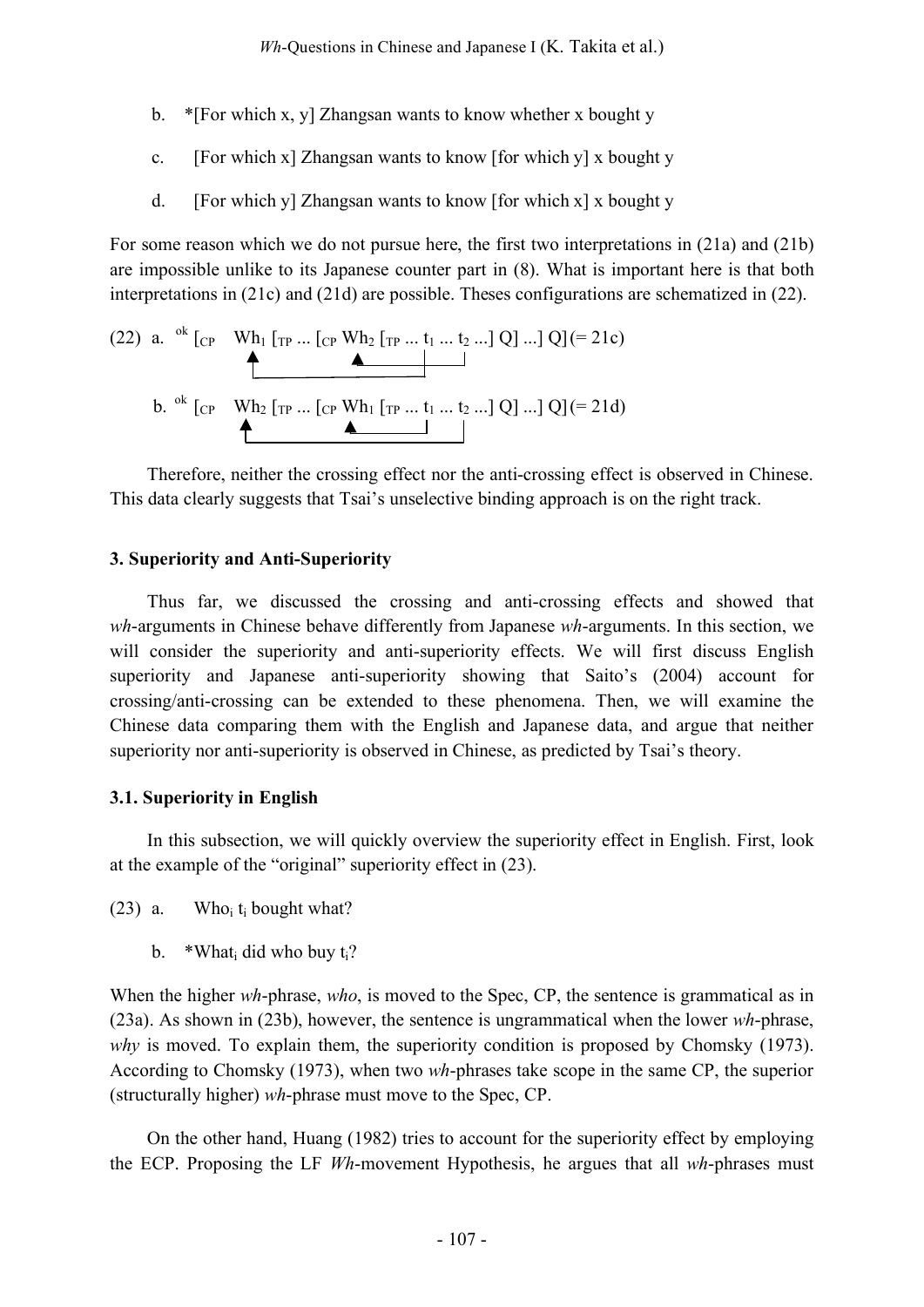b. *[For which x, y] Zhangsan wants to know whether x bought y

c. [For which x] Zhangsan wants to know [for which y] x bought y

d. [For which y] Zhangsan wants to know [for which x] x bought y

For some reason which we do not pursue here, the first two interpretations in (21a) and (21b) are impossible unlike to its Japanese counter part in (8). What is important here is that both interpretations in (21c) and (21d) are possible. Theses configurations are schematized in (22).

(22) a. $^{ok}$ [$_{CP}$ Wh$_1$ [$_{TP}$ ... [$_{CP}$ Wh$_2$ [$_{TP}$ ... t$_1$ ... t$_2$ ...] Q] ...] Q] (= 21c)

b. $^{ok}$ [$_{CP}$ Wh$_2$ [$_{TP}$ ... [$_{CP}$ Wh$_1$ [$_{TP}$ ... t$_1$ ... t$_2$ ...] Q] ...] Q] (= 21d)

Therefore, neither the crossing effect nor the anti-crossing effect is observed in Chinese. This data clearly suggests that Tsai's unselective binding approach is on the right track.

### 3. Superiority and Anti-Superiority

Thus far, we discussed the crossing and anti-crossing effects and showed that *wh*-arguments in Chinese behave differently from Japanese *wh*-arguments. In this section, we will consider the superiority and anti-superiority effects. We will first discuss English superiority and Japanese anti-superiority showing that Saito's (2004) account for crossing/anti-crossing can be extended to these phenomena. Then, we will examine the Chinese data comparing them with the English and Japanese data, and argue that neither superiority nor anti-superiority is observed in Chinese, as predicted by Tsai's theory.

### 3.1. Superiority in English

In this subsection, we will quickly overview the superiority effect in English. First, look at the example of the "original" superiority effect in (23).

(23) a. Who$_i$ t$_i$ bought what?

b. *What$_i$ did who buy t$_i$?

When the higher *wh*-phrase, *who*, is moved to the Spec, CP, the sentence is grammatical as in (23a). As shown in (23b), however, the sentence is ungrammatical when the lower *wh*-phrase, *why* is moved. To explain them, the superiority condition is proposed by Chomsky (1973). According to Chomsky (1973), when two *wh*-phrases take scope in the same CP, the superior (structurally higher) *wh*-phrase must move to the Spec, CP.

On the other hand, Huang (1982) tries to account for the superiority effect by employing the ECP. Proposing the LF *Wh*-movement Hypothesis, he argues that all *wh*-phrases must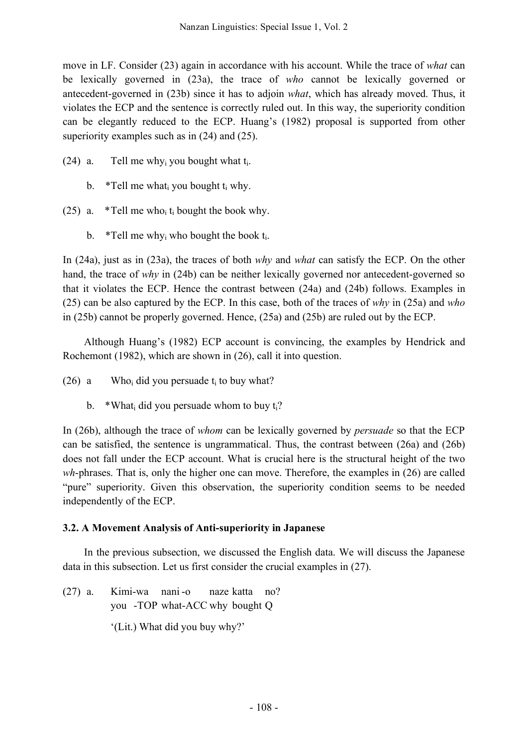move in LF. Consider (23) again in accordance with his account. While the trace of *what* can be lexically governed in (23a), the trace of *who* cannot be lexically governed or antecedent-governed in (23b) since it has to adjoin *what*, which has already moved. Thus, it violates the ECP and the sentence is correctly ruled out. In this way, the superiority condition can be elegantly reduced to the ECP. Huang's (1982) proposal is supported from other superiority examples such as in (24) and (25).

(24) a. Tell me why$_i$ you bought what t$_i$.

b. *Tell me what$_i$ you bought t$_i$ why.

(25) a. *Tell me who$_i$ t$_i$ bought the book why.

b. *Tell me why$_i$ who bought the book t$_i$.

In (24a), just as in (23a), the traces of both *why* and *what* can satisfy the ECP. On the other hand, the trace of *why* in (24b) can be neither lexically governed nor antecedent-governed so that it violates the ECP. Hence the contrast between (24a) and (24b) follows. Examples in (25) can be also captured by the ECP. In this case, both of the traces of *why* in (25a) and *who* in (25b) cannot be properly governed. Hence, (25a) and (25b) are ruled out by the ECP.

Although Huang's (1982) ECP account is convincing, the examples by Hendrick and Rochemont (1982), which are shown in (26), call it into question.

(26) a Who$_i$ did you persuade t$_i$ to buy what?

b. *What$_i$ did you persuade whom to buy t$_i$?

In (26b), although the trace of *whom* can be lexically governed by *persuade* so that the ECP can be satisfied, the sentence is ungrammatical. Thus, the contrast between (26a) and (26b) does not fall under the ECP account. What is crucial here is the structural height of the two *wh*-phrases. That is, only the higher one can move. Therefore, the examples in (26) are called "pure" superiority. Given this observation, the superiority condition seems to be needed independently of the ECP.

### 3.2. A Movement Analysis of Anti-superiority in Japanese

In the previous subsection, we discussed the English data. We will discuss the Japanese data in this subsection. Let us first consider the crucial examples in (27).

(27) a. Kimi-wa nani-o naze katta no?
you -TOP what-ACC why bought Q

'(Lit.) What did you buy why?'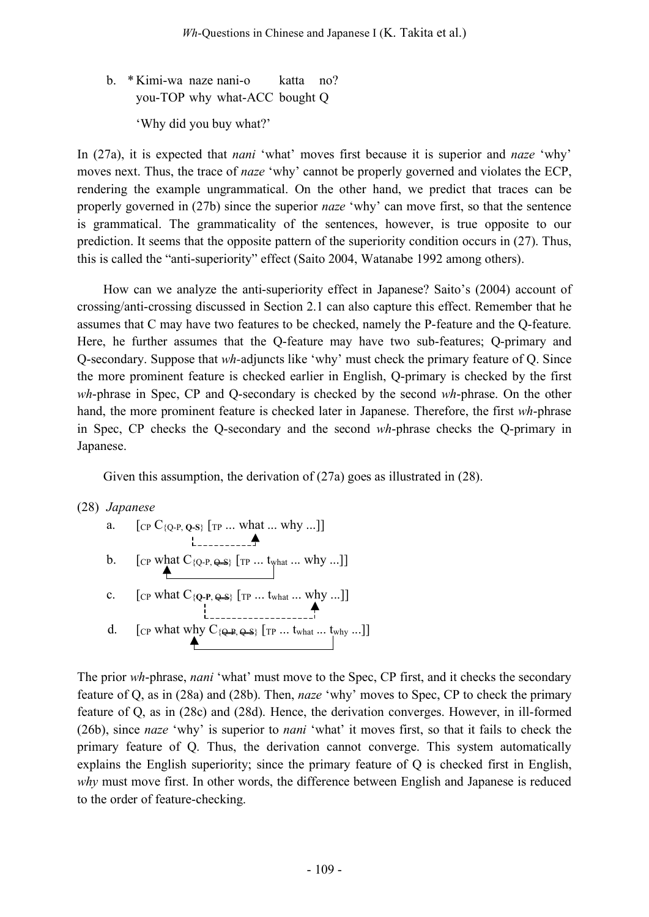b. * Kimi-wa naze nani-o katta no?
   you-TOP why what-ACC bought Q

   'Why did you buy what?'

In (27a), it is expected that *nani* 'what' moves first because it is superior and *naze* 'why' moves next. Thus, the trace of *naze* 'why' cannot be properly governed and violates the ECP, rendering the example ungrammatical. On the other hand, we predict that traces can be properly governed in (27b) since the superior *naze* 'why' can move first, so that the sentence is grammatical. The grammaticality of the sentences, however, is true opposite to our prediction. It seems that the opposite pattern of the superiority condition occurs in (27). Thus, this is called the "anti-superiority" effect (Saito 2004, Watanabe 1992 among others).

How can we analyze the anti-superiority effect in Japanese? Saito's (2004) account of crossing/anti-crossing discussed in Section 2.1 can also capture this effect. Remember that he assumes that C may have two features to be checked, namely the P-feature and the Q-feature. Here, he further assumes that the Q-feature may have two sub-features; Q-primary and Q-secondary. Suppose that *wh*-adjuncts like 'why' must check the primary feature of Q. Since the more prominent feature is checked earlier in English, Q-primary is checked by the first *wh*-phrase in Spec, CP and Q-secondary is checked by the second *wh*-phrase. On the other hand, the more prominent feature is checked later in Japanese. Therefore, the first *wh*-phrase in Spec, CP checks the Q-secondary and the second *wh*-phrase checks the Q-primary in Japanese.

Given this assumption, the derivation of (27a) goes as illustrated in (28).

(28) *Japanese*

a. [$_{CP}$ C$_{\{Q\text{-}P,\ \mathbf{Q\text{-}S}\}}$ [$_{TP}$ ... what ... why ...]]

b. [$_{CP}$ what C$_{\{Q\text{-}P,\ \not{Q}\text{-}\not{S}\}}$ [$_{TP}$ ... t$_{what}$ ... why ...]]

c. [$_{CP}$ what C$_{\{\mathbf{Q\text{-}P},\ \not{Q}\text{-}\not{S}\}}$ [$_{TP}$ ... t$_{what}$ ... why ...]]

d. [$_{CP}$ what why C$_{\{\not{Q}\text{-}\not{P},\ \not{Q}\text{-}\not{S}\}}$ [$_{TP}$ ... t$_{what}$ ... t$_{why}$ ...]]

The prior *wh*-phrase, *nani* 'what' must move to the Spec, CP first, and it checks the secondary feature of Q, as in (28a) and (28b). Then, *naze* 'why' moves to Spec, CP to check the primary feature of Q, as in (28c) and (28d). Hence, the derivation converges. However, in ill-formed (26b), since *naze* 'why' is superior to *nani* 'what' it moves first, so that it fails to check the primary feature of Q. Thus, the derivation cannot converge. This system automatically explains the English superiority; since the primary feature of Q is checked first in English, *why* must move first. In other words, the difference between English and Japanese is reduced to the order of feature-checking.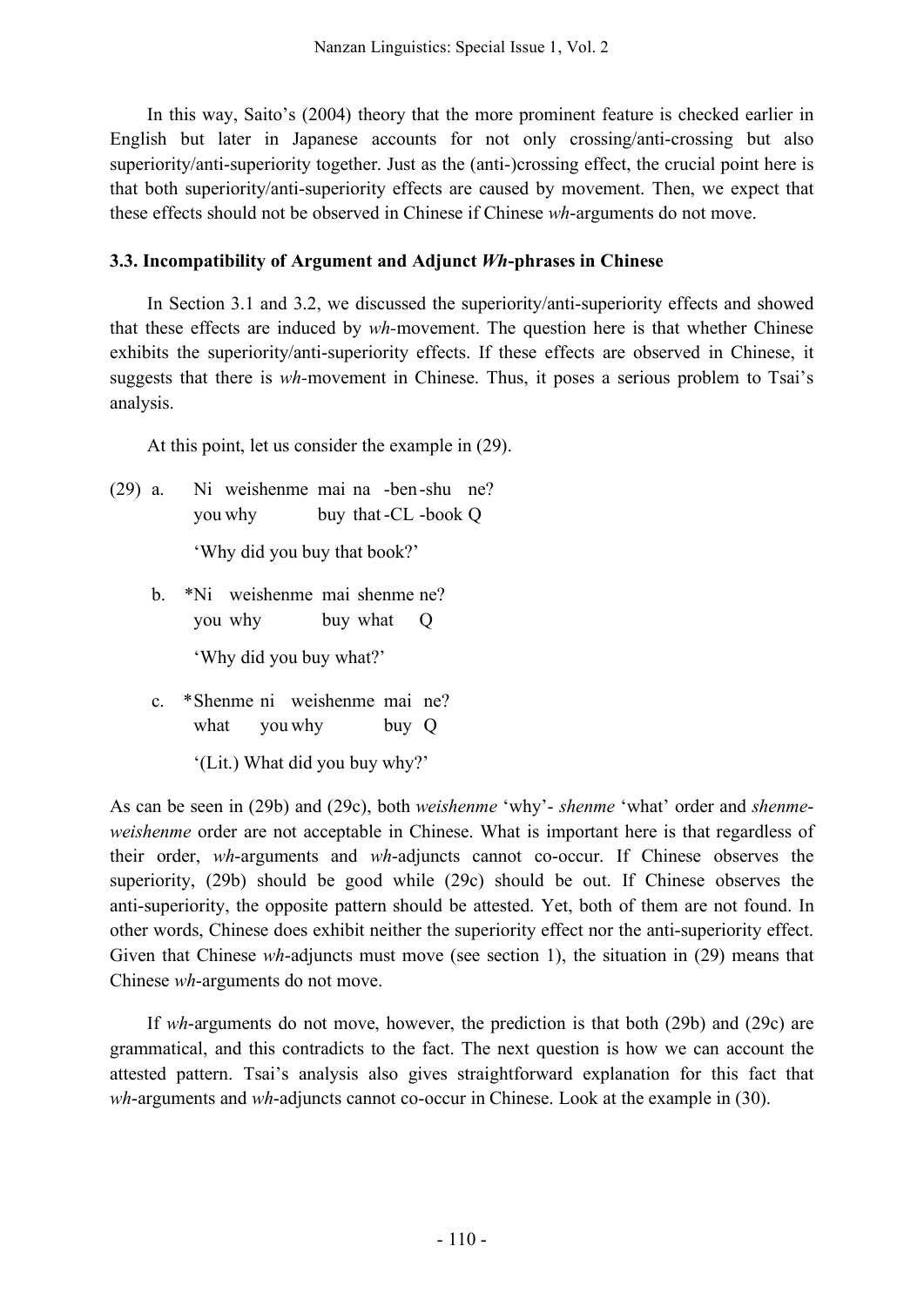In this way, Saito's (2004) theory that the more prominent feature is checked earlier in English but later in Japanese accounts for not only crossing/anti-crossing but also superiority/anti-superiority together. Just as the (anti-)crossing effect, the crucial point here is that both superiority/anti-superiority effects are caused by movement. Then, we expect that these effects should not be observed in Chinese if Chinese *wh*-arguments do not move.

### 3.3. Incompatibility of Argument and Adjunct *Wh*-phrases in Chinese

In Section 3.1 and 3.2, we discussed the superiority/anti-superiority effects and showed that these effects are induced by *wh*-movement. The question here is that whether Chinese exhibits the superiority/anti-superiority effects. If these effects are observed in Chinese, it suggests that there is *wh*-movement in Chinese. Thus, it poses a serious problem to Tsai's analysis.

At this point, let us consider the example in (29).

(29) a. Ni weishenme mai na -ben-shu ne?
   you why buy that-CL -book Q
   'Why did you buy that book?'

b. *Ni weishenme mai shenme ne?
   you why buy what Q
   'Why did you buy what?'

c. *Shenme ni weishenme mai ne?
   what you why buy Q
   '(Lit.) What did you buy why?'

As can be seen in (29b) and (29c), both *weishenme* 'why'- *shenme* 'what' order and *shenme-weishenme* order are not acceptable in Chinese. What is important here is that regardless of their order, *wh*-arguments and *wh*-adjuncts cannot co-occur. If Chinese observes the superiority, (29b) should be good while (29c) should be out. If Chinese observes the anti-superiority, the opposite pattern should be attested. Yet, both of them are not found. In other words, Chinese does exhibit neither the superiority effect nor the anti-superiority effect. Given that Chinese *wh*-adjuncts must move (see section 1), the situation in (29) means that Chinese *wh*-arguments do not move.

If *wh*-arguments do not move, however, the prediction is that both (29b) and (29c) are grammatical, and this contradicts to the fact. The next question is how we can account the attested pattern. Tsai's analysis also gives straightforward explanation for this fact that *wh*-arguments and *wh*-adjuncts cannot co-occur in Chinese. Look at the example in (30).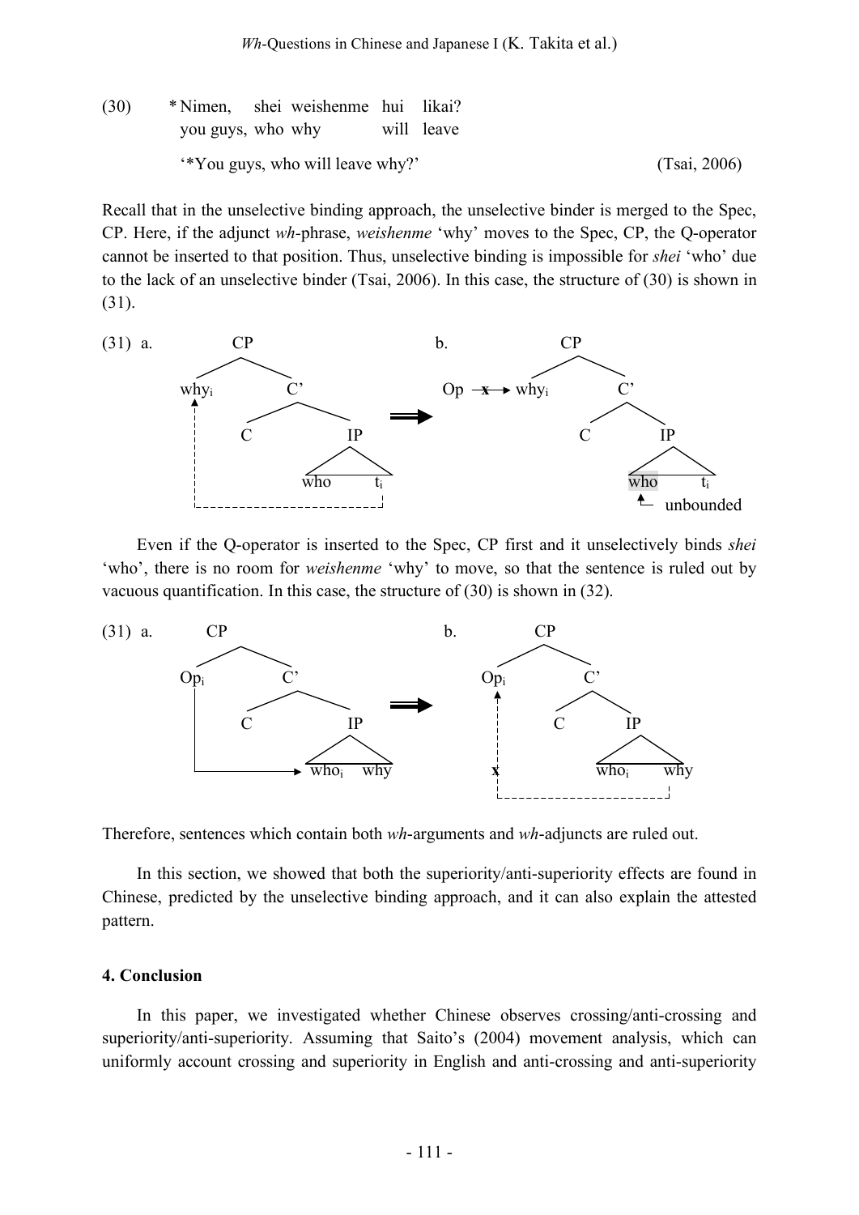(30) * Nimen, shei weishenme hui likai?
you guys, who why will leave

'*You guys, who will leave why?' (Tsai, 2006)

Recall that in the unselective binding approach, the unselective binder is merged to the Spec, CP. Here, if the adjunct *wh*-phrase, *weishenme* 'why' moves to the Spec, CP, the Q-operator cannot be inserted to that position. Thus, unselective binding is impossible for *shei* 'who' due to the lack of an unselective binder (Tsai, 2006). In this case, the structure of (30) is shown in (31).

(31) a. [CP why$_i$ [C' C [IP who t$_i$]]] ⟹ b. [CP Op –x→ why$_i$ [C' C [IP who t$_i$]]] (who: unbounded)

Even if the Q-operator is inserted to the Spec, CP first and it unselectively binds *shei* 'who', there is no room for *weishenme* 'why' to move, so that the sentence is ruled out by vacuous quantification. In this case, the structure of (30) is shown in (32).

(31) a. [CP Op$_i$ [C' C [IP who$_i$ why]]] ⟹ b. [CP Op$_i$ [C' C [IP who$_i$ why]]] (movement of why to Op$_i$ position: x)

Therefore, sentences which contain both *wh*-arguments and *wh*-adjuncts are ruled out.

In this section, we showed that both the superiority/anti-superiority effects are found in Chinese, predicted by the unselective binding approach, and it can also explain the attested pattern.

## 4. Conclusion

In this paper, we investigated whether Chinese observes crossing/anti-crossing and superiority/anti-superiority. Assuming that Saito's (2004) movement analysis, which can uniformly account crossing and superiority in English and anti-crossing and anti-superiority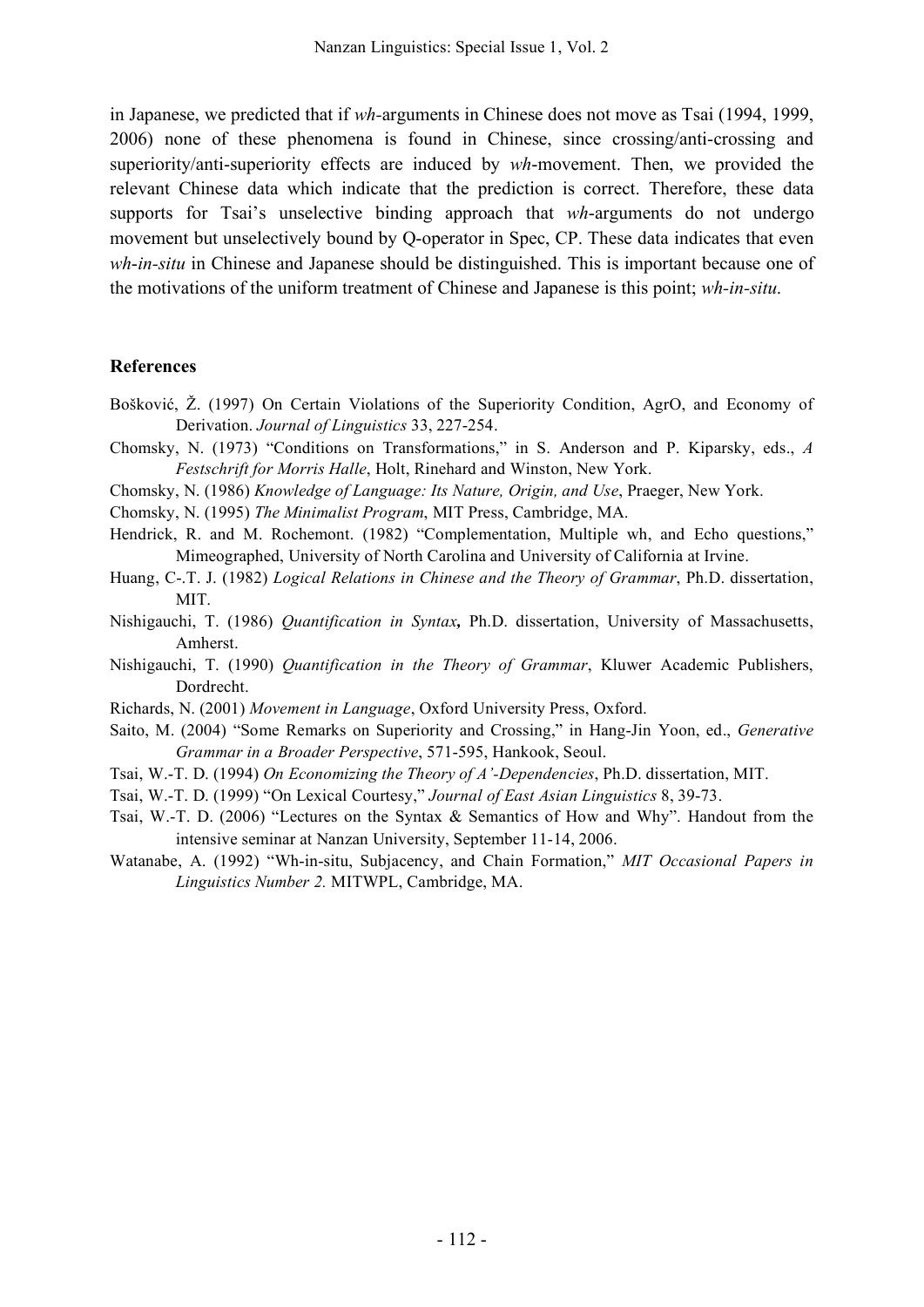in Japanese, we predicted that if *wh*-arguments in Chinese does not move as Tsai (1994, 1999, 2006) none of these phenomena is found in Chinese, since crossing/anti-crossing and superiority/anti-superiority effects are induced by *wh*-movement. Then, we provided the relevant Chinese data which indicate that the prediction is correct. Therefore, these data supports for Tsai's unselective binding approach that *wh*-arguments do not undergo movement but unselectively bound by Q-operator in Spec, CP. These data indicates that even *wh-in-situ* in Chinese and Japanese should be distinguished. This is important because one of the motivations of the uniform treatment of Chinese and Japanese is this point; *wh-in-situ*.

## References

Bošković, Ž. (1997) On Certain Violations of the Superiority Condition, AgrO, and Economy of Derivation. *Journal of Linguistics* 33, 227-254.

Chomsky, N. (1973) "Conditions on Transformations," in S. Anderson and P. Kiparsky, eds., *A Festschrift for Morris Halle*, Holt, Rinehard and Winston, New York.

Chomsky, N. (1986) *Knowledge of Language: Its Nature, Origin, and Use*, Praeger, New York.

Chomsky, N. (1995) *The Minimalist Program*, MIT Press, Cambridge, MA.

Hendrick, R. and M. Rochemont. (1982) "Complementation, Multiple wh, and Echo questions," Mimeographed, University of North Carolina and University of California at Irvine.

Huang, C-.T. J. (1982) *Logical Relations in Chinese and the Theory of Grammar*, Ph.D. dissertation, MIT.

Nishigauchi, T. (1986) *Quantification in Syntax*, Ph.D. dissertation, University of Massachusetts, Amherst.

Nishigauchi, T. (1990) *Quantification in the Theory of Grammar*, Kluwer Academic Publishers, Dordrecht.

Richards, N. (2001) *Movement in Language*, Oxford University Press, Oxford.

Saito, M. (2004) "Some Remarks on Superiority and Crossing," in Hang-Jin Yoon, ed., *Generative Grammar in a Broader Perspective*, 571-595, Hankook, Seoul.

Tsai, W.-T. D. (1994) *On Economizing the Theory of A'-Dependencies*, Ph.D. dissertation, MIT.

Tsai, W.-T. D. (1999) "On Lexical Courtesy," *Journal of East Asian Linguistics* 8, 39-73.

Tsai, W.-T. D. (2006) "Lectures on the Syntax & Semantics of How and Why". Handout from the intensive seminar at Nanzan University, September 11-14, 2006.

Watanabe, A. (1992) "Wh-in-situ, Subjacency, and Chain Formation," *MIT Occasional Papers in Linguistics Number 2.* MITWPL, Cambridge, MA.